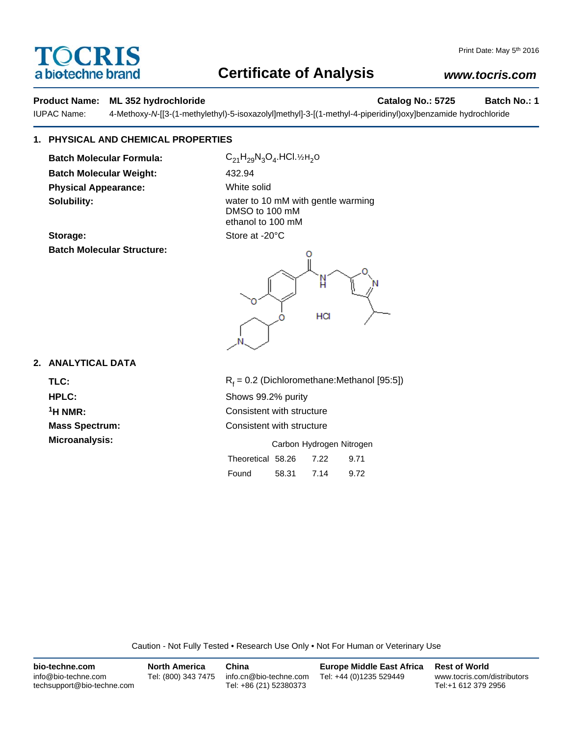# Certificate of Analysis

Print Date: May 5th 2016

www.tocris.com

**Product Name:** **ML 352 hydrochloride** **Catalog No.: 5725** **Batch No.: 1**

IUPAC Name: 4-Methoxy-*N*-[[3-(1-methylethyl)-5-isoxazolyl]methyl]-3-[(1-methyl-4-piperidinyl)oxy]benzamide hydrochloride

## 1. PHYSICAL AND CHEMICAL PROPERTIES

**Batch Molecular Formula:** $C_{21}H_{29}N_3O_4.HCl.½H_2O$

**Batch Molecular Weight:** 432.94

**Physical Appearance:** White solid

**Solubility:** water to 10 mM with gentle warming
DMSO to 100 mM
ethanol to 100 mM

**Storage:** Store at -20°C

**Batch Molecular Structure:**

## 2. ANALYTICAL DATA

**TLC:** $R_f$ = 0.2 (Dichloromethane:Methanol [95:5])

**HPLC:** Shows 99.2% purity

**$^1$H NMR:** Consistent with structure

**Mass Spectrum:** Consistent with structure

**Microanalysis:**

| | Carbon | Hydrogen | Nitrogen |
|---|---|---|---|
| Theoretical | 58.26 | 7.22 | 9.71 |
| Found | 58.31 | 7.14 | 9.72 |

Caution - Not Fully Tested • Research Use Only • Not For Human or Veterinary Use

**bio-techne.com**
info@bio-techne.com
techsupport@bio-techne.com

**North America**
Tel: (800) 343 7475

**China**
info.cn@bio-techne.com
Tel: +86 (21) 52380373

**Europe Middle East Africa**
Tel: +44 (0)1235 529449

**Rest of World**
www.tocris.com/distributors
Tel:+1 612 379 2956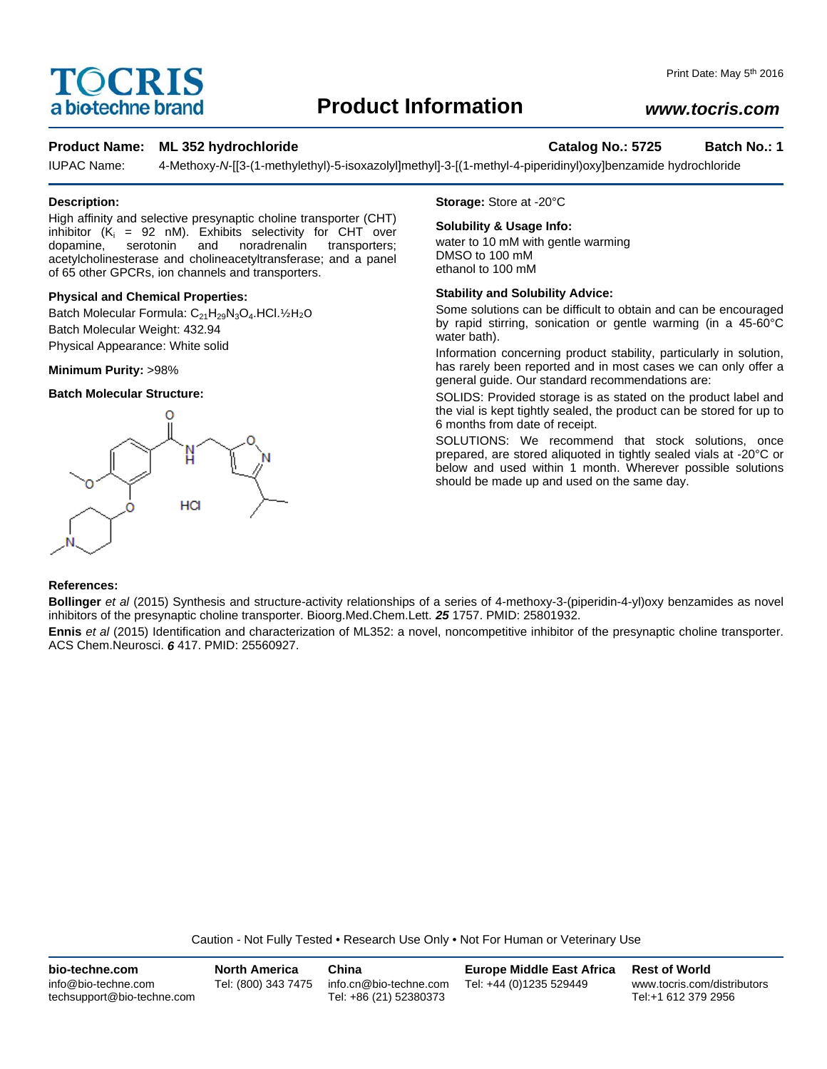Print Date: May 5th 2016

# TOCRIS
a biotechne brand

# Product Information

www.tocris.com

**Product Name:** ML 352 hydrochloride **Catalog No.:** 5725 **Batch No.:** 1

IUPAC Name: 4-Methoxy-*N*-[[3-(1-methylethyl)-5-isoxazolyl]methyl]-3-[(1-methyl-4-piperidinyl)oxy]benzamide hydrochloride

### Description:

High affinity and selective presynaptic choline transporter (CHT) inhibitor ($K_i$ = 92 nM). Exhibits selectivity for CHT over dopamine, serotonin and noradrenalin transporters; acetylcholinesterase and cholineacetyltransferase; and a panel of 65 other GPCRs, ion channels and transporters.

### Physical and Chemical Properties:

Batch Molecular Formula: $C_{21}H_{29}N_3O_4$.HCl.½$H_2O$

Batch Molecular Weight: 432.94

Physical Appearance: White solid

**Minimum Purity:** >98%

### Batch Molecular Structure:

HCl

**Storage:** Store at -20°C

### Solubility & Usage Info:

water to 10 mM with gentle warming
DMSO to 100 mM
ethanol to 100 mM

### Stability and Solubility Advice:

Some solutions can be difficult to obtain and can be encouraged by rapid stirring, sonication or gentle warming (in a 45-60°C water bath).

Information concerning product stability, particularly in solution, has rarely been reported and in most cases we can only offer a general guide. Our standard recommendations are:

SOLIDS: Provided storage is as stated on the product label and the vial is kept tightly sealed, the product can be stored for up to 6 months from date of receipt.

SOLUTIONS: We recommend that stock solutions, once prepared, are stored aliquoted in tightly sealed vials at -20°C or below and used within 1 month. Wherever possible solutions should be made up and used on the same day.

### References:

**Bollinger** *et al* (2015) Synthesis and structure-activity relationships of a series of 4-methoxy-3-(piperidin-4-yl)oxy benzamides as novel inhibitors of the presynaptic choline transporter. Bioorg.Med.Chem.Lett. ***25*** 1757. PMID: 25801932.

**Ennis** *et al* (2015) Identification and characterization of ML352: a novel, noncompetitive inhibitor of the presynaptic choline transporter. ACS Chem.Neurosci. ***6*** 417. PMID: 25560927.

Caution - Not Fully Tested • Research Use Only • Not For Human or Veterinary Use

| bio-techne.com | North America | China | Europe Middle East Africa | Rest of World |
|---|---|---|---|---|
| info@bio-techne.com | Tel: (800) 343 7475 | info.cn@bio-techne.com | Tel: +44 (0)1235 529449 | www.tocris.com/distributors |
| techsupport@bio-techne.com | | Tel: +86 (21) 52380373 | | Tel:+1 612 379 2956 |